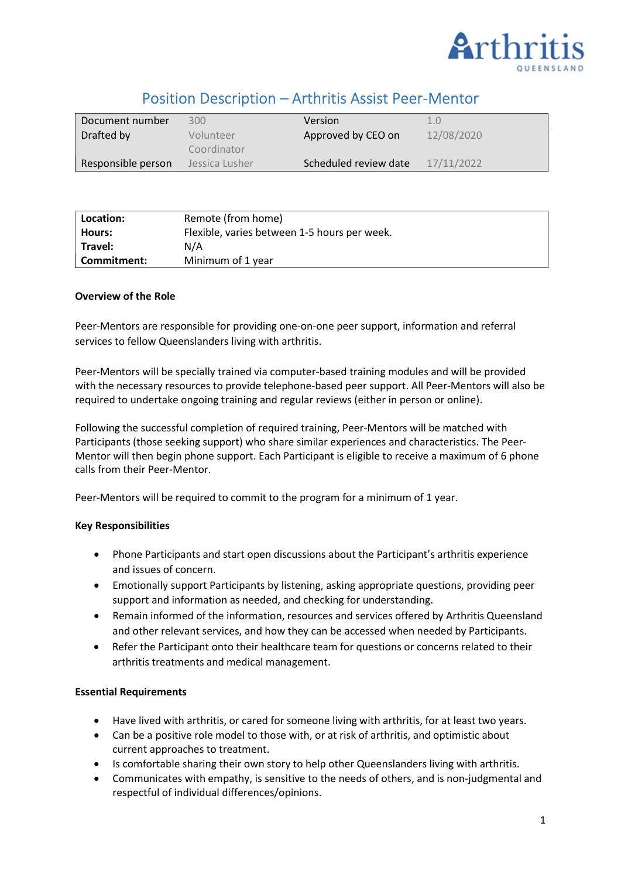# Position Description – Arthritis Assist Peer-Mentor

| Document number | 300 | Version | 1.0 |
|---|---|---|---|
| Drafted by | Volunteer Coordinator | Approved by CEO on | 12/08/2020 |
| Responsible person | Jessica Lusher | Scheduled review date | 17/11/2022 |

| | |
|---|---|
| **Location:** | Remote (from home) |
| **Hours:** | Flexible, varies between 1-5 hours per week. |
| **Travel:** | N/A |
| **Commitment:** | Minimum of 1 year |

**Overview of the Role**

Peer-Mentors are responsible for providing one-on-one peer support, information and referral services to fellow Queenslanders living with arthritis.

Peer-Mentors will be specially trained via computer-based training modules and will be provided with the necessary resources to provide telephone-based peer support. All Peer-Mentors will also be required to undertake ongoing training and regular reviews (either in person or online).

Following the successful completion of required training, Peer-Mentors will be matched with Participants (those seeking support) who share similar experiences and characteristics. The Peer-Mentor will then begin phone support. Each Participant is eligible to receive a maximum of 6 phone calls from their Peer-Mentor.

Peer-Mentors will be required to commit to the program for a minimum of 1 year.

**Key Responsibilities**

- Phone Participants and start open discussions about the Participant's arthritis experience and issues of concern.
- Emotionally support Participants by listening, asking appropriate questions, providing peer support and information as needed, and checking for understanding.
- Remain informed of the information, resources and services offered by Arthritis Queensland and other relevant services, and how they can be accessed when needed by Participants.
- Refer the Participant onto their healthcare team for questions or concerns related to their arthritis treatments and medical management.

**Essential Requirements**

- Have lived with arthritis, or cared for someone living with arthritis, for at least two years.
- Can be a positive role model to those with, or at risk of arthritis, and optimistic about current approaches to treatment.
- Is comfortable sharing their own story to help other Queenslanders living with arthritis.
- Communicates with empathy, is sensitive to the needs of others, and is non-judgmental and respectful of individual differences/opinions.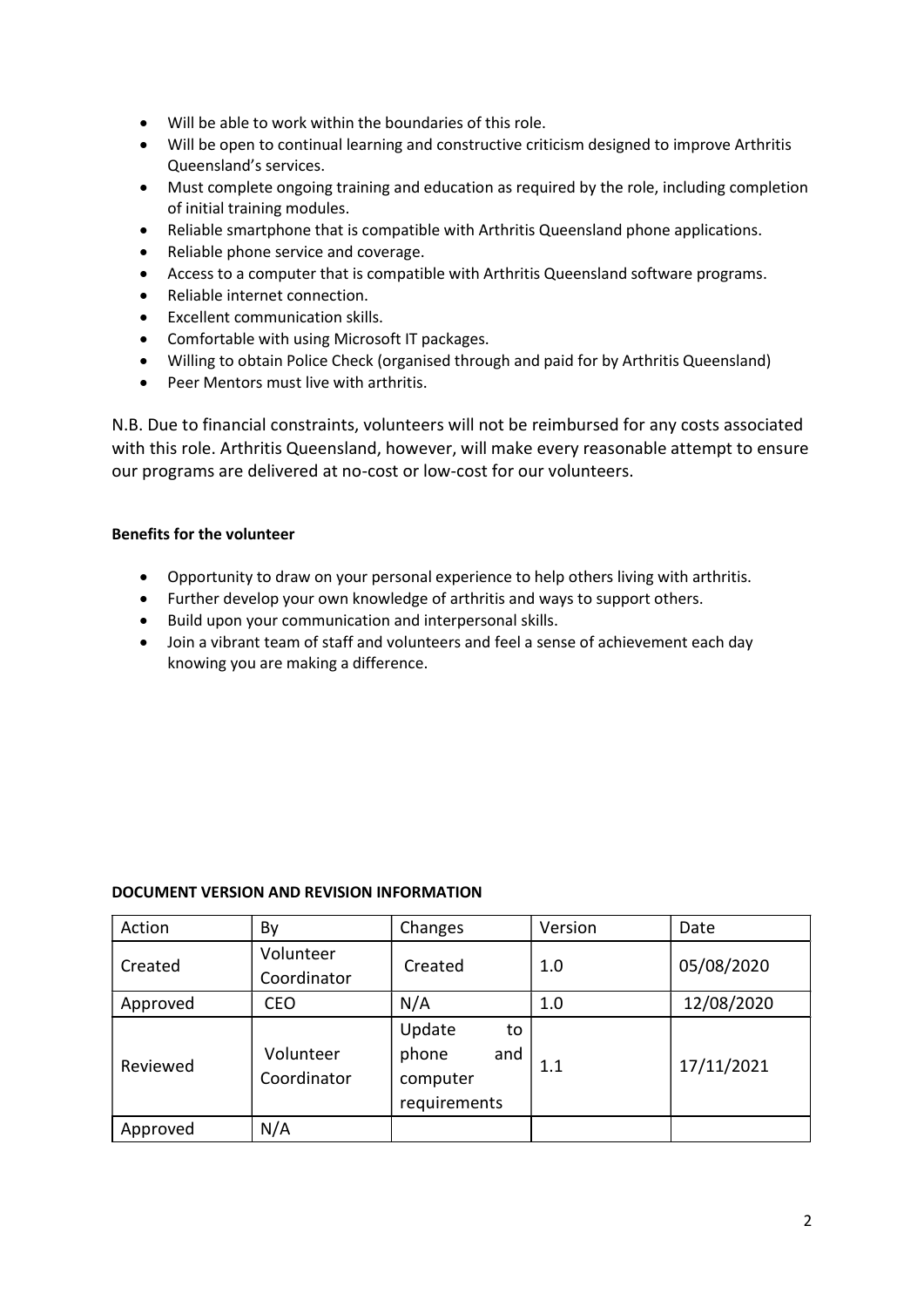- Will be able to work within the boundaries of this role.
- Will be open to continual learning and constructive criticism designed to improve Arthritis Queensland's services.
- Must complete ongoing training and education as required by the role, including completion of initial training modules.
- Reliable smartphone that is compatible with Arthritis Queensland phone applications.
- Reliable phone service and coverage.
- Access to a computer that is compatible with Arthritis Queensland software programs.
- Reliable internet connection.
- Excellent communication skills.
- Comfortable with using Microsoft IT packages.
- Willing to obtain Police Check (organised through and paid for by Arthritis Queensland)
- Peer Mentors must live with arthritis.

N.B. Due to financial constraints, volunteers will not be reimbursed for any costs associated with this role. Arthritis Queensland, however, will make every reasonable attempt to ensure our programs are delivered at no-cost or low-cost for our volunteers.

**Benefits for the volunteer**

- Opportunity to draw on your personal experience to help others living with arthritis.
- Further develop your own knowledge of arthritis and ways to support others.
- Build upon your communication and interpersonal skills.
- Join a vibrant team of staff and volunteers and feel a sense of achievement each day knowing you are making a difference.

**DOCUMENT VERSION AND REVISION INFORMATION**

| Action | By | Changes | Version | Date |
| --- | --- | --- | --- | --- |
| Created | Volunteer Coordinator | Created | 1.0 | 05/08/2020 |
| Approved | CEO | N/A | 1.0 | 12/08/2020 |
| Reviewed | Volunteer Coordinator | Update to phone and computer requirements | 1.1 | 17/11/2021 |
| Approved | N/A | | | |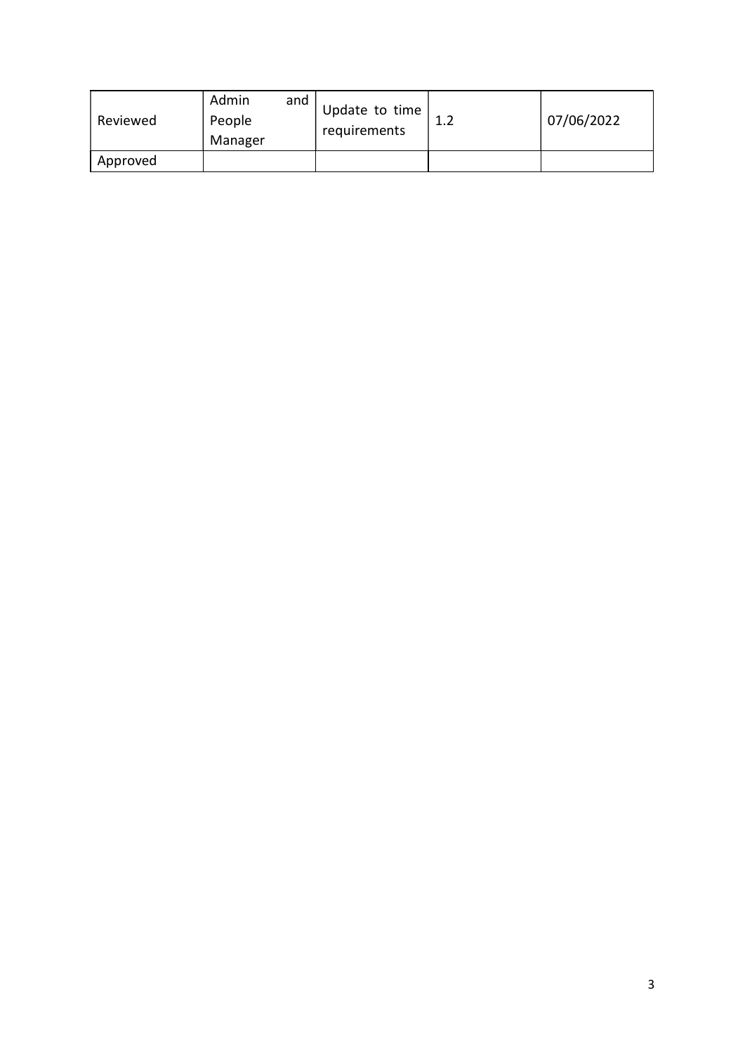| | | | | |
|---|---|---|---|---|
| Reviewed | Admin and People Manager | Update to time requirements | 1.2 | 07/06/2022 |
| Approved | | | | |